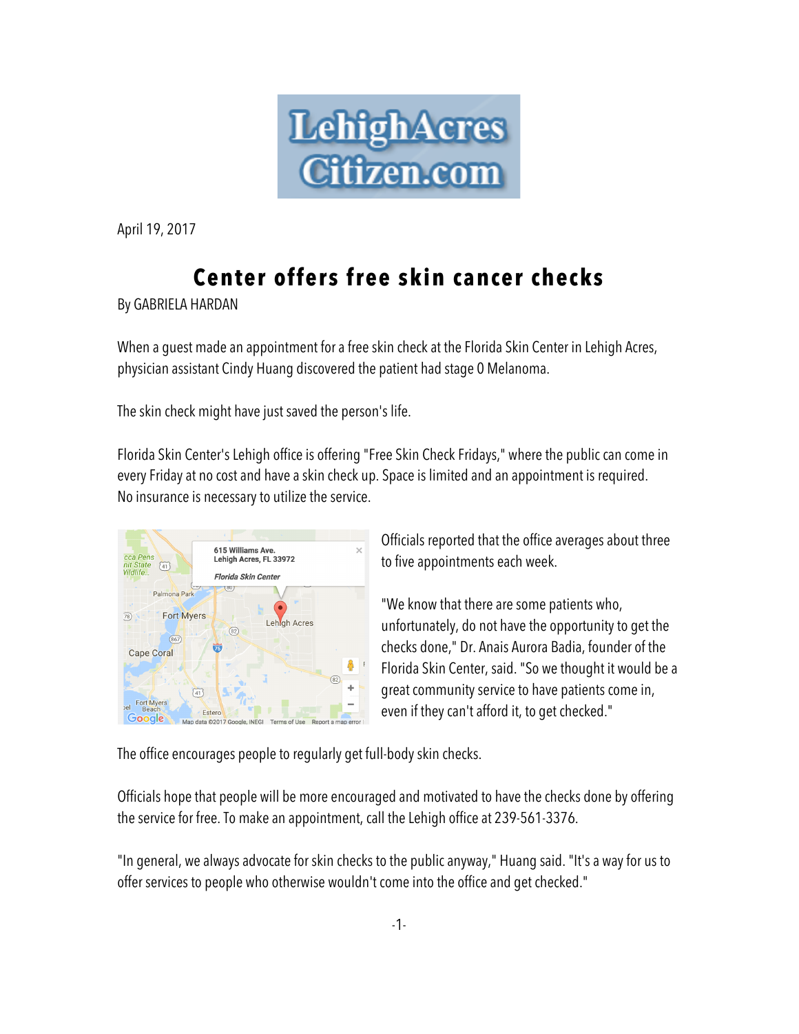LehighAcres Citizen.com

April 19, 2017

# Center offers free skin cancer checks

By GABRIELA HARDAN

When a guest made an appointment for a free skin check at the Florida Skin Center in Lehigh Acres, physician assistant Cindy Huang discovered the patient had stage 0 Melanoma.

The skin check might have just saved the person's life.

Florida Skin Center's Lehigh office is offering "Free Skin Check Fridays," where the public can come in every Friday at no cost and have a skin check up. Space is limited and an appointment is required. No insurance is necessary to utilize the service.

Officials reported that the office averages about three to five appointments each week.

"We know that there are some patients who, unfortunately, do not have the opportunity to get the checks done," Dr. Anais Aurora Badia, founder of the Florida Skin Center, said. "So we thought it would be a great community service to have patients come in, even if they can't afford it, to get checked."

The office encourages people to regularly get full-body skin checks.

Officials hope that people will be more encouraged and motivated to have the checks done by offering the service for free. To make an appointment, call the Lehigh office at 239-561-3376.

"In general, we always advocate for skin checks to the public anyway," Huang said. "It's a way for us to offer services to people who otherwise wouldn't come into the office and get checked."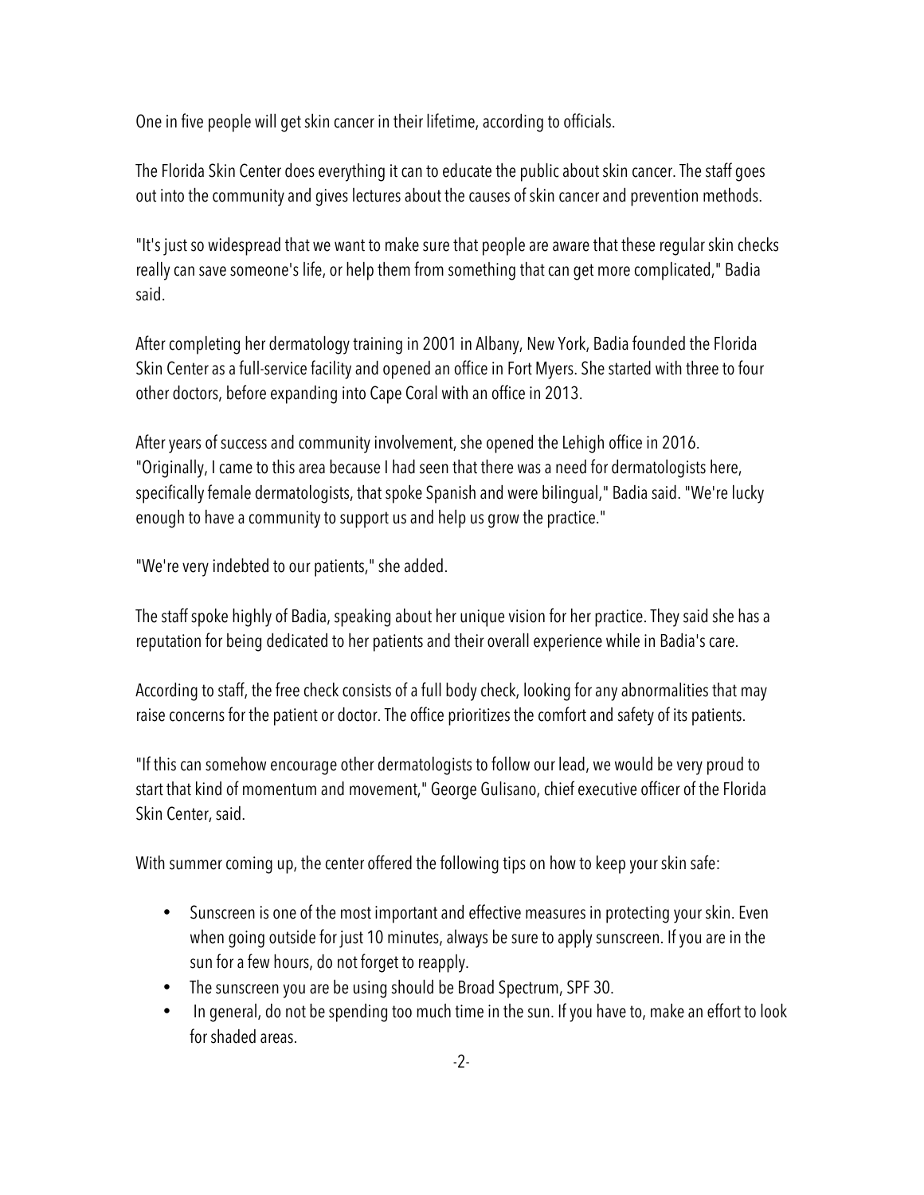One in five people will get skin cancer in their lifetime, according to officials.

The Florida Skin Center does everything it can to educate the public about skin cancer. The staff goes out into the community and gives lectures about the causes of skin cancer and prevention methods.

"It's just so widespread that we want to make sure that people are aware that these regular skin checks really can save someone's life, or help them from something that can get more complicated," Badia said.

After completing her dermatology training in 2001 in Albany, New York, Badia founded the Florida Skin Center as a full-service facility and opened an office in Fort Myers. She started with three to four other doctors, before expanding into Cape Coral with an office in 2013.

After years of success and community involvement, she opened the Lehigh office in 2016. "Originally, I came to this area because I had seen that there was a need for dermatologists here, specifically female dermatologists, that spoke Spanish and were bilingual," Badia said. "We're lucky enough to have a community to support us and help us grow the practice."

"We're very indebted to our patients," she added.

The staff spoke highly of Badia, speaking about her unique vision for her practice. They said she has a reputation for being dedicated to her patients and their overall experience while in Badia's care.

According to staff, the free check consists of a full body check, looking for any abnormalities that may raise concerns for the patient or doctor. The office prioritizes the comfort and safety of its patients.

"If this can somehow encourage other dermatologists to follow our lead, we would be very proud to start that kind of momentum and movement," George Gulisano, chief executive officer of the Florida Skin Center, said.

With summer coming up, the center offered the following tips on how to keep your skin safe:

- Sunscreen is one of the most important and effective measures in protecting your skin. Even when going outside for just 10 minutes, always be sure to apply sunscreen. If you are in the sun for a few hours, do not forget to reapply.
- The sunscreen you are be using should be Broad Spectrum, SPF 30.
- In general, do not be spending too much time in the sun. If you have to, make an effort to look for shaded areas.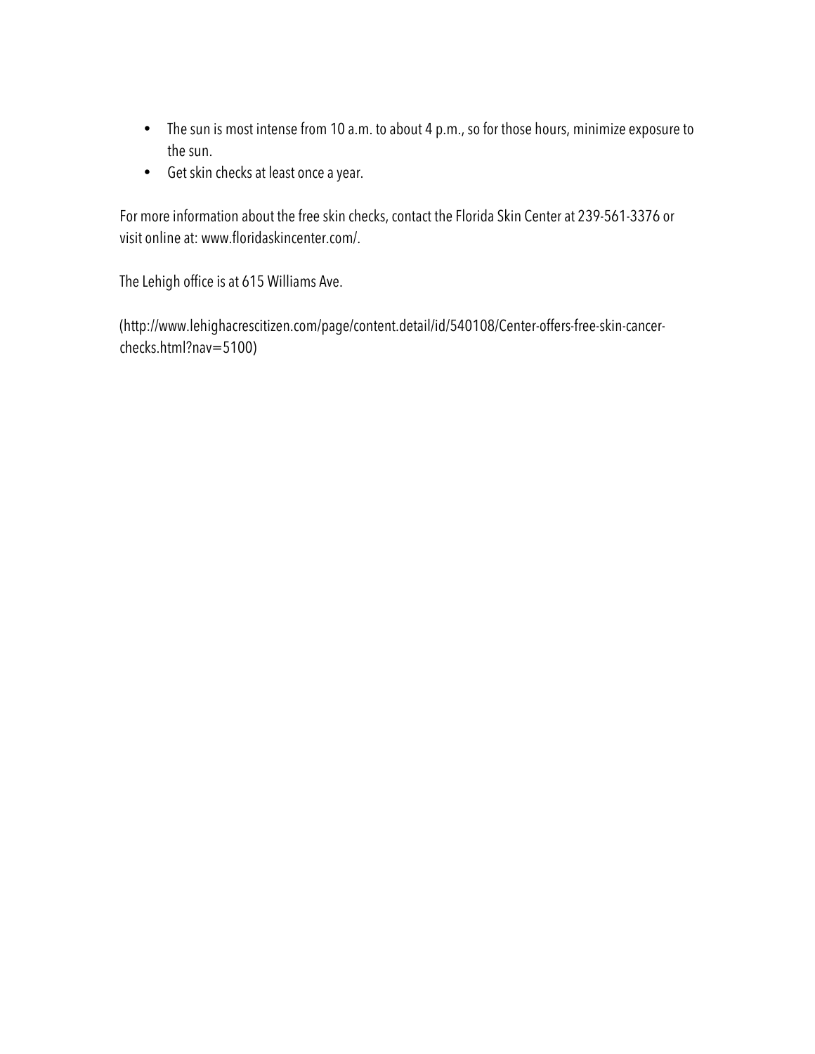- The sun is most intense from 10 a.m. to about 4 p.m., so for those hours, minimize exposure to the sun.
- Get skin checks at least once a year.

For more information about the free skin checks, contact the Florida Skin Center at 239-561-3376 or visit online at: www.floridaskincenter.com/.

The Lehigh office is at 615 Williams Ave.

(http://www.lehighacrescitizen.com/page/content.detail/id/540108/Center-offers-free-skin-cancer-checks.html?nav=5100)